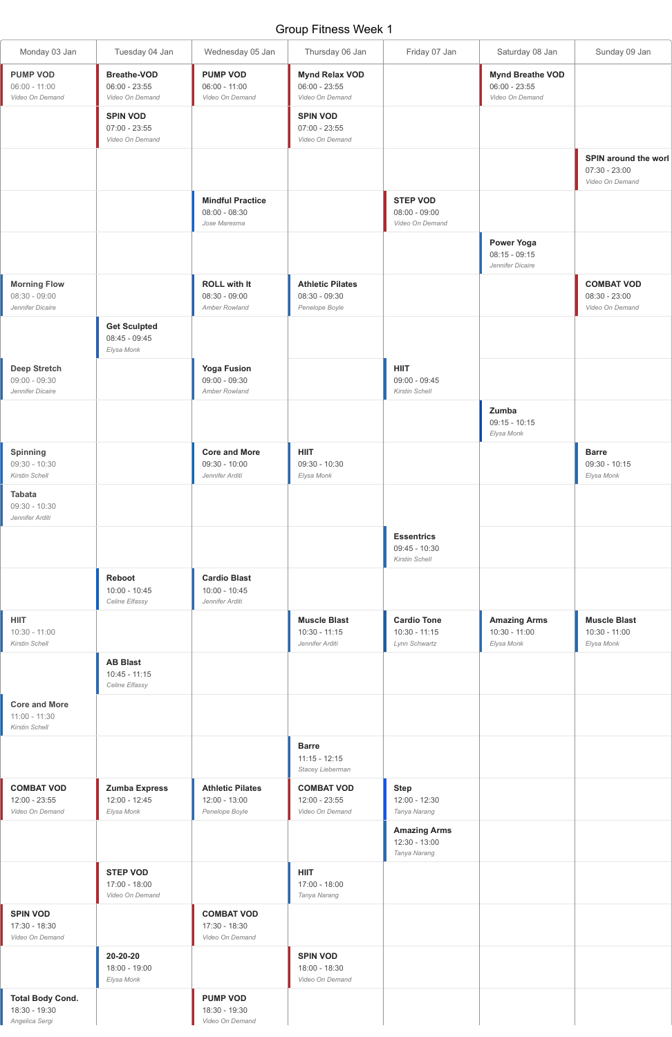# Group Fitness Week 1

| Monday 03 Jan | Tuesday 04 Jan | Wednesday 05 Jan | Thursday 06 Jan | Friday 07 Jan | Saturday 08 Jan | Sunday 09 Jan |
|---|---|---|---|---|---|---|
| **PUMP VOD** 06:00 - 11:00 *Video On Demand* | **Breathe-VOD** 06:00 - 23:55 *Video On Demand* | **PUMP VOD** 06:00 - 11:00 *Video On Demand* | **Mynd Relax VOD** 06:00 - 23:55 *Video On Demand* | | **Mynd Breathe VOD** 06:00 - 23:55 *Video On Demand* | |
| | **SPIN VOD** 07:00 - 23:55 *Video On Demand* | | **SPIN VOD** 07:00 - 23:55 *Video On Demand* | | | |
| | | | | | | **SPIN around the worl** 07:30 - 23:00 *Video On Demand* |
| | | **Mindful Practice** 08:00 - 08:30 *Jose Maresma* | | **STEP VOD** 08:00 - 09:00 *Video On Demand* | | |
| | | | | | **Power Yoga** 08:15 - 09:15 *Jennifer Dicaire* | |
| **Morning Flow** 08:30 - 09:00 *Jennifer Dicaire* | | **ROLL with It** 08:30 - 09:00 *Amber Rowland* | **Athletic Pilates** 08:30 - 09:30 *Penelope Boyle* | | | **COMBAT VOD** 08:30 - 23:00 *Video On Demand* |
| | **Get Sculpted** 08:45 - 09:45 *Elysa Monk* | | | | | |
| **Deep Stretch** 09:00 - 09:30 *Jennifer Dicaire* | | **Yoga Fusion** 09:00 - 09:30 *Amber Rowland* | | **HIIT** 09:00 - 09:45 *Kirstin Schell* | | |
| | | | | | **Zumba** 09:15 - 10:15 *Elysa Monk* | |
| **Spinning** 09:30 - 10:30 *Kirstin Schell* | | **Core and More** 09:30 - 10:00 *Jennifer Arditi* | **HIIT** 09:30 - 10:30 *Elysa Monk* | | | **Barre** 09:30 - 10:15 *Elysa Monk* |
| **Tabata** 09:30 - 10:30 *Jennifer Arditi* | | | | | | |
| | | | | **Essentrics** 09:45 - 10:30 *Kirstin Schell* | | |
| | **Reboot** 10:00 - 10:45 *Celine Elfassy* | **Cardio Blast** 10:00 - 10:45 *Jennifer Arditi* | | | | |
| **HIIT** 10:30 - 11:00 *Kirstin Schell* | | | **Muscle Blast** 10:30 - 11:15 *Jennifer Arditi* | **Cardio Tone** 10:30 - 11:15 *Lynn Schwartz* | **Amazing Arms** 10:30 - 11:00 *Elysa Monk* | **Muscle Blast** 10:30 - 11:00 *Elysa Monk* |
| | **AB Blast** 10:45 - 11:15 *Celine Elfassy* | | | | | |
| **Core and More** 11:00 - 11:30 *Kirstin Schell* | | | | | | |
| | | | **Barre** 11:15 - 12:15 *Stacey Lieberman* | | | |
| **COMBAT VOD** 12:00 - 23:55 *Video On Demand* | **Zumba Express** 12:00 - 12:45 *Elysa Monk* | **Athletic Pilates** 12:00 - 13:00 *Penelope Boyle* | **COMBAT VOD** 12:00 - 23:55 *Video On Demand* | **Step** 12:00 - 12:30 *Tanya Narang* | | |
| | | | | **Amazing Arms** 12:30 - 13:00 *Tanya Narang* | | |
| | **STEP VOD** 17:00 - 18:00 *Video On Demand* | | **HIIT** 17:00 - 18:00 *Tanya Narang* | | | |
| **SPIN VOD** 17:30 - 18:30 *Video On Demand* | | **COMBAT VOD** 17:30 - 18:30 *Video On Demand* | | | | |
| | **20-20-20** 18:00 - 19:00 *Elysa Monk* | | **SPIN VOD** 18:00 - 18:30 *Video On Demand* | | | |
| **Total Body Cond.** 18:30 - 19:30 *Angelica Sergi* | | **PUMP VOD** 18:30 - 19:30 *Video On Demand* | | | | |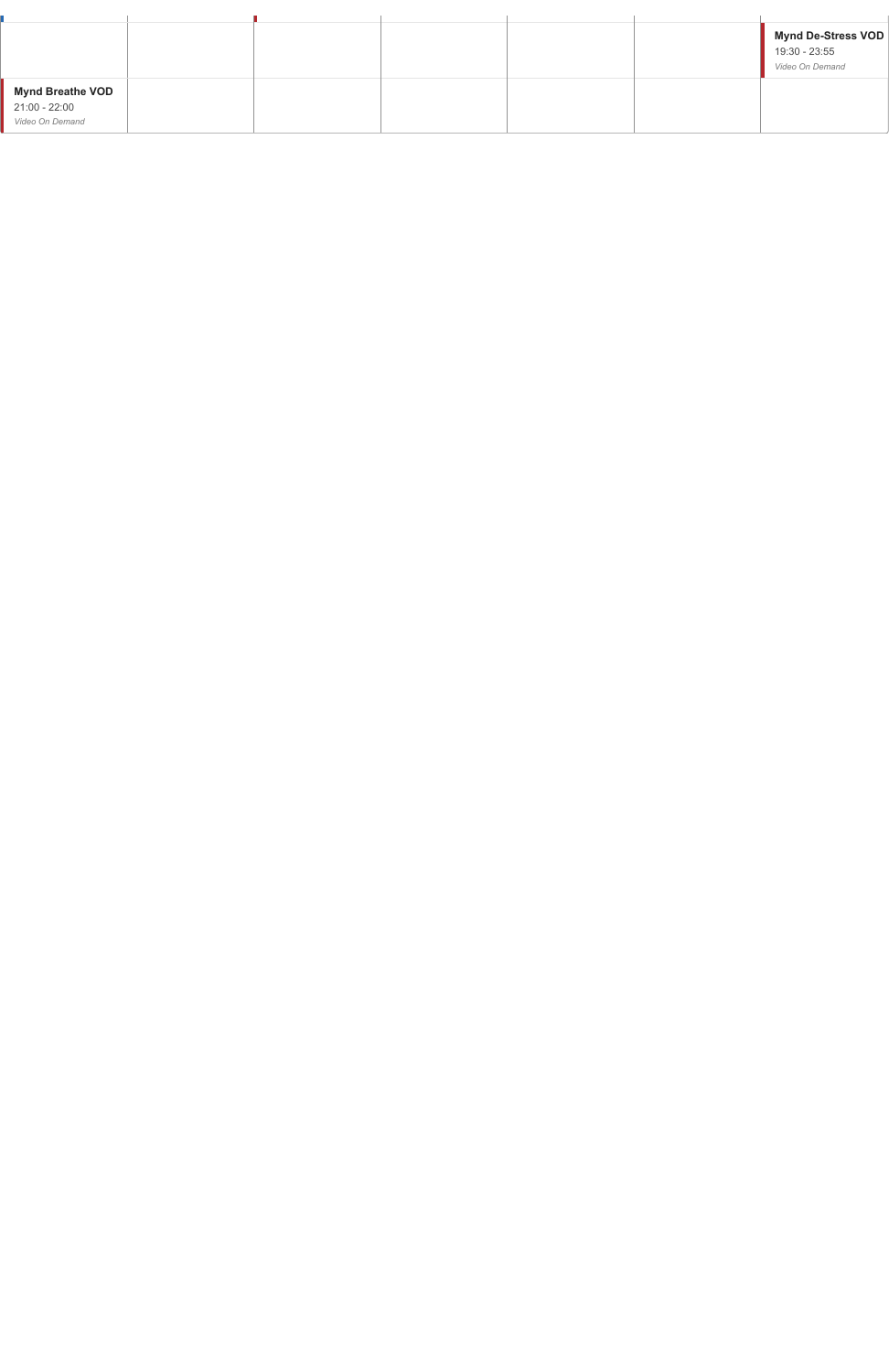| | | | | | | |
|---|---|---|---|---|---|---|
| | | | | | | **Mynd De-Stress VOD**<br>19:30 - 23:55<br>*Video On Demand* |
| **Mynd Breathe VOD**<br>21:00 - 22:00<br>*Video On Demand* | | | | | | |